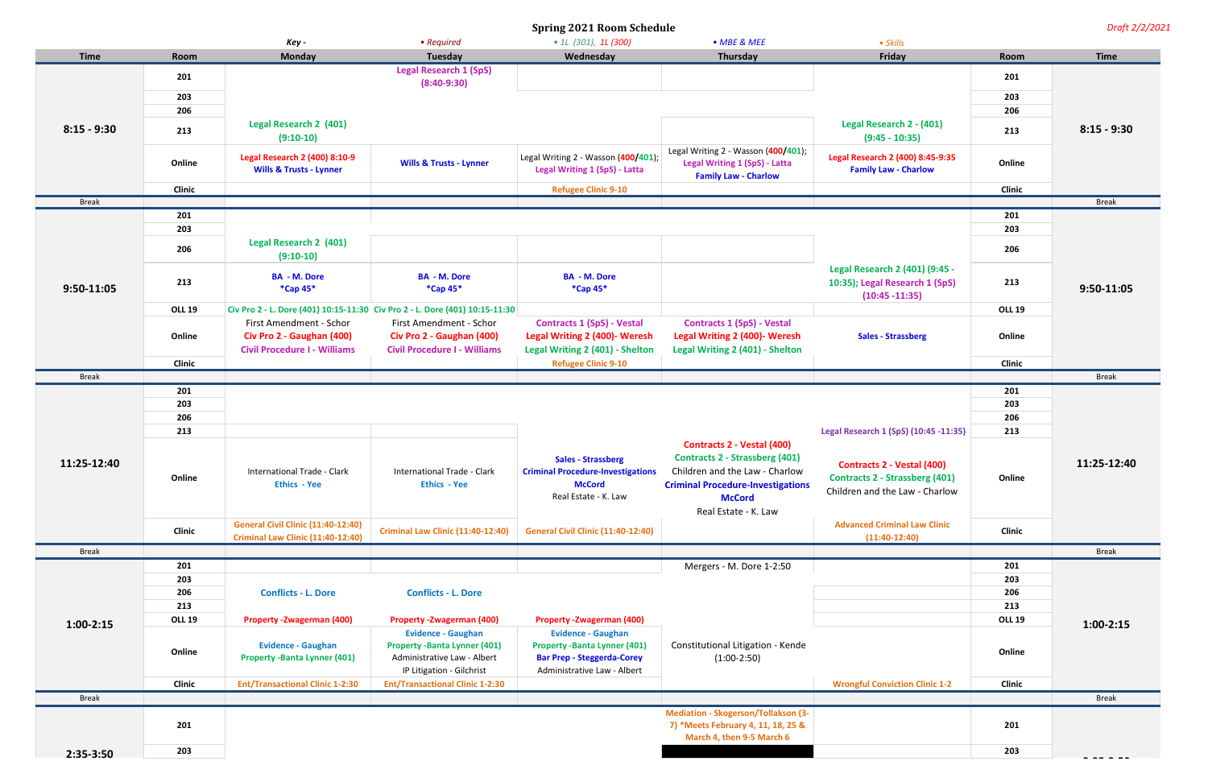# Spring 2021 Room Schedule

*Draft 2/2/2021*

*Key -* • Required • 1L (301), 1L (300) • MBE & MEE • Skills

| Time | Room | Monday | Tuesday | Wednesday | Thursday | Friday | Room | Time |
|---|---|---|---|---|---|---|---|---|
| 8:15 - 9:30 | 201 | | Legal Research 1 (SpS) (8:40-9:30) | | | | 201 | 8:15 - 9:30 |
| | 203 | | | | | | 203 | |
| | 206 | | | | | | 206 | |
| | 213 | Legal Research 2 (401) (9:10-10) | | | | Legal Research 2 - (401) (9:45 - 10:35) | 213 | |
| | Online | Legal Research 2 (400) 8:10-9; Wills & Trusts - Lynner | Wills & Trusts - Lynner | Legal Writing 2 - Wasson (400/401); Legal Writing 1 (SpS) - Latta | Legal Writing 2 - Wasson (400/401); Legal Writing 1 (SpS) - Latta; Family Law - Charlow | Legal Research 2 (400) 8:45-9:35; Family Law - Charlow | Online | |
| | Clinic | | | Refugee Clinic 9-10 | | | Clinic | |
| Break | | | | | | | | Break |
| 9:50-11:05 | 201 | | | | | | 201 | 9:50-11:05 |
| | 203 | | | | | | 203 | |
| | 206 | Legal Research 2 (401) (9:10-10) | | | | Legal Research 2 (401) (9:45 - 10:35); Legal Research 1 (SpS) (10:45 -11:35) | 206 | |
| | 213 | BA - M. Dore *Cap 45* | BA - M. Dore *Cap 45* | BA - M. Dore *Cap 45* | | | 213 | |
| | OLL 19 | Civ Pro 2 - L. Dore (401) 10:15-11:30 | Civ Pro 2 - L. Dore (401) 10:15-11:30 | | | | OLL 19 | |
| | Online | First Amendment - Schor; Civ Pro 2 - Gaughan (400); Civil Procedure I - Williams | First Amendment - Schor; Civ Pro 2 - Gaughan (400); Civil Procedure I - Williams | Contracts 1 (SpS) - Vestal; Legal Writing 2 (400)- Weresh; Legal Writing 2 (401) - Shelton | Contracts 1 (SpS) - Vestal; Legal Writing 2 (400)- Weresh; Legal Writing 2 (401) - Shelton | Sales - Strassberg | Online | |
| | Clinic | | | Refugee Clinic 9-10 | | | Clinic | |
| Break | | | | | | | | Break |
| 11:25-12:40 | 201 | | | | | | 201 | 11:25-12:40 |
| | 203 | | | | | | 203 | |
| | 206 | | | | | | 206 | |
| | 213 | | | | | Legal Research 1 (SpS) (10:45 -11:35) | 213 | |
| | Online | International Trade - Clark; Ethics - Yee | International Trade - Clark; Ethics - Yee | Sales - Strassberg; Criminal Procedure-Investigations McCord; Real Estate - K. Law | Contracts 2 - Vestal (400); Contracts 2 - Strassberg (401); Children and the Law - Charlow; Criminal Procedure-Investigations McCord; Real Estate - K. Law | Contracts 2 - Vestal (400); Contracts 2 - Strassberg (401); Children and the Law - Charlow | Online | |
| | Clinic | General Civil Clinic (11:40-12:40); Criminal Law Clinic (11:40-12:40) | Criminal Law Clinic (11:40-12:40) | General Civil Clinic (11:40-12:40) | | Advanced Criminal Law Clinic (11:40-12:40) | Clinic | |
| Break | | | | | | | | Break |
| 1:00-2:15 | 201 | | | | Mergers - M. Dore 1-2:50 | | 201 | 1:00-2:15 |
| | 203 | | | | | | 203 | |
| | 206 | Conflicts - L. Dore | Conflicts - L. Dore | | | | 206 | |
| | 213 | | | | | | 213 | |
| | OLL 19 | Property -Zwagerman (400) | Property -Zwagerman (400) | Property -Zwagerman (400) | | | OLL 19 | |
| | Online | Evidence - Gaughan; Property -Banta Lynner (401) | Evidence - Gaughan; Property -Banta Lynner (401); Administrative Law - Albert; IP Litigation - Gilchrist | Evidence - Gaughan; Property -Banta Lynner (401); Bar Prep - Steggerda-Corey; Administrative Law - Albert | Constitutional Litigation - Kende (1:00-2:50) | | Online | |
| | Clinic | Ent/Transactional Clinic 1-2:30 | Ent/Transactional Clinic 1-2:30 | | | Wrongful Conviction Clinic 1-2 | Clinic | |
| Break | | | | | | | | Break |
| 2:35-3:50 | 201 | | | | Mediation - Skogerson/Tollakson (3-7) *Meets February 4, 11, 18, 25 & March 4, then 9-5 March 6 | | 201 | 2:35-3:50 |
| | 203 | | | | | | 203 | |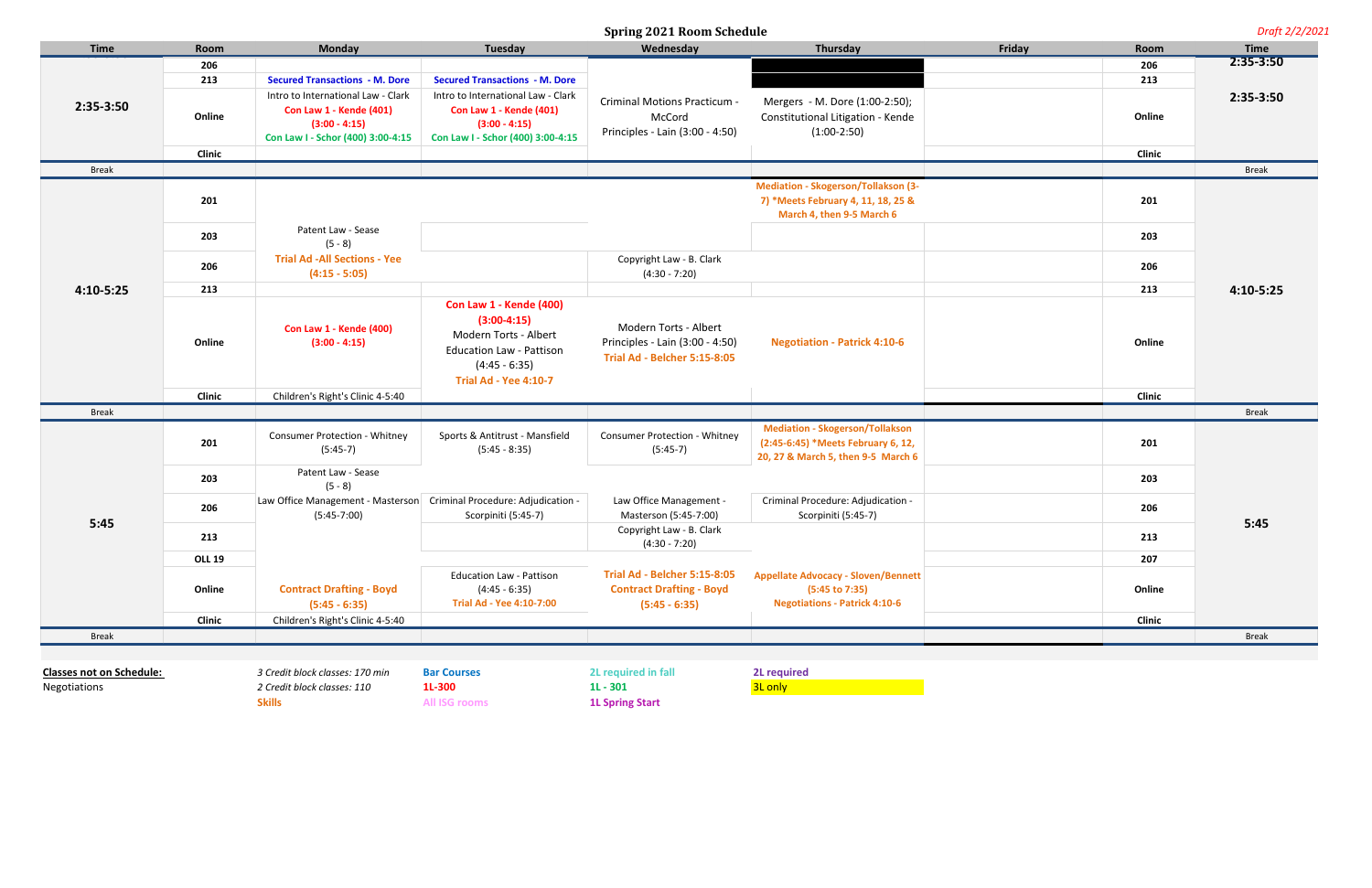# Spring 2021 Room Schedule

*Draft 2/2/2021*

| Time | Room | Monday | Tuesday | Wednesday | Thursday | Friday | Room | Time |
|---|---|---|---|---|---|---|---|---|
| 2:35-3:50 | 206 | | | Criminal Motions Practicum - McCord<br>Principles - Lain (3:00 - 4:50) | | | 206 | 2:35-3:50 |
| | 213 | Secured Transactions - M. Dore | Secured Transactions - M. Dore | | | | 213 | |
| | Online | Intro to International Law - Clark<br>Con Law 1 - Kende (401) (3:00 - 4:15)<br>Con Law I - Schor (400) 3:00-4:15 | Intro to International Law - Clark<br>Con Law 1 - Kende (401) (3:00 - 4:15)<br>Con Law I - Schor (400) 3:00-4:15 | | Mergers - M. Dore (1:00-2:50); Constitutional Litigation - Kende (1:00-2:50) | | Online | 2:35-3:50 |
| | Clinic | | | | | | Clinic | |
| Break | | | | | | | | Break |
| 4:10-5:25 | 201 | | | | Mediation - Skogerson/Tollakson (3-7) *Meets February 4, 11, 18, 25 & March 4, then 9-5 March 6 | | 201 | 4:10-5:25 |
| | 203 | Patent Law - Sease (5 - 8) | | | | | 203 | |
| | 206 | Trial Ad -All Sections - Yee (4:15 - 5:05) | | Copyright Law - B. Clark (4:30 - 7:20) | | | 206 | |
| | 213 | | | | | | 213 | |
| | Online | Con Law 1 - Kende (400) (3:00 - 4:15) | Con Law 1 - Kende (400) (3:00-4:15)<br>Modern Torts - Albert<br>Education Law - Pattison (4:45 - 6:35)<br>Trial Ad - Yee 4:10-7 | Modern Torts - Albert<br>Principles - Lain (3:00 - 4:50)<br>Trial Ad - Belcher 5:15-8:05 | Negotiation - Patrick 4:10-6 | | Online | |
| | Clinic | Children's Right's Clinic 4-5:40 | | | | | Clinic | |
| Break | | | | | | | | Break |
| 5:45 | 201 | Consumer Protection - Whitney (5:45-7) | Sports & Antitrust - Mansfield (5:45 - 8:35) | Consumer Protection - Whitney (5:45-7) | Mediation - Skogerson/Tollakson (2:45-6:45) *Meets February 6, 12, 20, 27 & March 5, then 9-5 March 6 | | 201 | 5:45 |
| | 203 | Patent Law - Sease (5 - 8) | | | | | 203 | |
| | 206 | Law Office Management - Masterson (5:45-7:00) | Criminal Procedure: Adjudication - Scorpiniti (5:45-7) | Law Office Management - Masterson (5:45-7:00) | Criminal Procedure: Adjudication - Scorpiniti (5:45-7) | | 206 | |
| | 213 | | | Copyright Law - B. Clark (4:30 - 7:20) | | | 213 | |
| | OLL 19 | | | | | | 207 | |
| | Online | Contract Drafting - Boyd (5:45 - 6:35) | Education Law - Pattison (4:45 - 6:35)<br>Trial Ad - Yee 4:10-7:00 | Trial Ad - Belcher 5:15-8:05<br>Contract Drafting - Boyd (5:45 - 6:35) | Appellate Advocacy - Sloven/Bennett (5:45 to 7:35)<br>Negotiations - Patrick 4:10-6 | | Online | |
| | Clinic | Children's Right's Clinic 4-5:40 | | | | | Clinic | |
| Break | | | | | | | | Break |

**Classes not on Schedule:**
Negotiations

*3 Credit block classes: 170 min*
*2 Credit block classes: 110*
Skills

Bar Courses
1L-300
All ISG rooms

2L required in fall
1L - 301
1L Spring Start

2L required
3L only